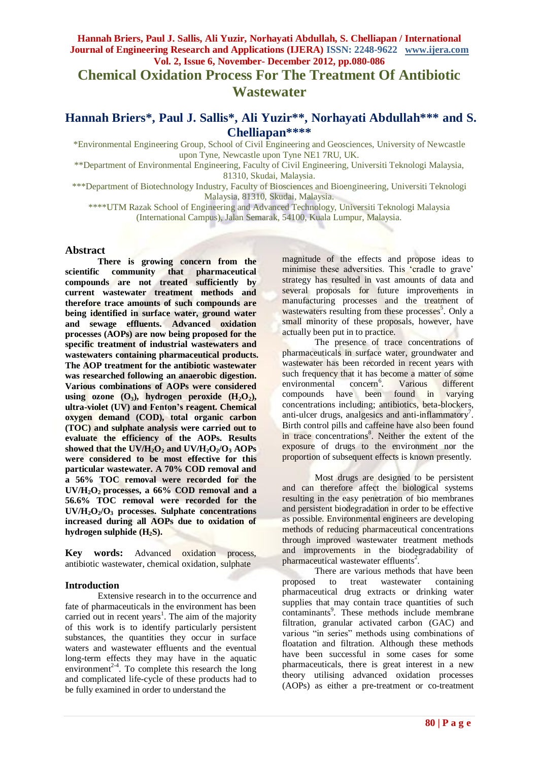# Chemical Oxidation Process For The Treatment Of Antibiotic Wastewater

## Hannah Briers*, Paul J. Sallis*, Ali Yuzir**, Norhayati Abdullah*** and S. Chelliapan****

*Environmental Engineering Group, School of Civil Engineering and Geosciences, University of Newcastle upon Tyne, Newcastle upon Tyne NE1 7RU, UK.

**Department of Environmental Engineering, Faculty of Civil Engineering, Universiti Teknologi Malaysia, 81310, Skudai, Malaysia.

***Department of Biotechnology Industry, Faculty of Biosciences and Bioengineering, Universiti Teknologi Malaysia, 81310, Skudai, Malaysia.

****UTM Razak School of Engineering and Advanced Technology, Universiti Teknologi Malaysia (International Campus), Jalan Semarak, 54100, Kuala Lumpur, Malaysia.

## Abstract

**There is growing concern from the scientific community that pharmaceutical compounds are not treated sufficiently by current wastewater treatment methods and therefore trace amounts of such compounds are being identified in surface water, ground water and sewage effluents. Advanced oxidation processes (AOPs) are now being proposed for the specific treatment of industrial wastewaters and wastewaters containing pharmaceutical products. The AOP treatment for the antibiotic wastewater was researched following an anaerobic digestion. Various combinations of AOPs were considered using ozone ($O_3$), hydrogen peroxide ($H_2O_2$), ultra-violet (UV) and Fenton's reagent. Chemical oxygen demand (COD), total organic carbon (TOC) and sulphate analysis were carried out to evaluate the efficiency of the AOPs. Results showed that the UV/$H_2O_2$ and UV/$H_2O_2$/$O_3$ AOPs were considered to be most effective for this particular wastewater. A 70% COD removal and a 56% TOC removal were recorded for the UV/$H_2O_2$ processes, a 66% COD removal and a 56.6% TOC removal were recorded for the UV/$H_2O_2$/$O_3$ processes. Sulphate concentrations increased during all AOPs due to oxidation of hydrogen sulphide ($H_2S$).**

**Key words:** Advanced oxidation process, antibiotic wastewater, chemical oxidation, sulphate

## Introduction

Extensive research in to the occurrence and fate of pharmaceuticals in the environment has been carried out in recent years[1]. The aim of the majority of this work is to identify particularly persistent substances, the quantities they occur in surface waters and wastewater effluents and the eventual long-term effects they may have in the aquatic environment[2-4]. To complete this research the long and complicated life-cycle of these products had to be fully examined in order to understand the magnitude of the effects and propose ideas to minimise these adversities. This 'cradle to grave' strategy has resulted in vast amounts of data and several proposals for future improvements in manufacturing processes and the treatment of wastewaters resulting from these processes[5]. Only a small minority of these proposals, however, have actually been put in to practice.

The presence of trace concentrations of pharmaceuticals in surface water, groundwater and wastewater has been recorded in recent years with such frequency that it has become a matter of some environmental concern[6]. Various different compounds have been found in varying concentrations including; antibiotics, beta-blockers, anti-ulcer drugs, analgesics and anti-inflammatory[7]. Birth control pills and caffeine have also been found in trace concentrations[8]. Neither the extent of the exposure of drugs to the environment nor the proportion of subsequent effects is known presently.

Most drugs are designed to be persistent and can therefore affect the biological systems resulting in the easy penetration of bio membranes and persistent biodegradation in order to be effective as possible. Environmental engineers are developing methods of reducing pharmaceutical concentrations through improved wastewater treatment methods and improvements in the biodegradability of pharmaceutical wastewater effluents[2].

There are various methods that have been proposed to treat wastewater containing pharmaceutical drug extracts or drinking water supplies that may contain trace quantities of such contaminants[9]. These methods include membrane filtration, granular activated carbon (GAC) and various "in series" methods using combinations of floatation and filtration. Although these methods have been successful in some cases for some pharmaceuticals, there is great interest in a new theory utilising advanced oxidation processes (AOPs) as either a pre-treatment or co-treatment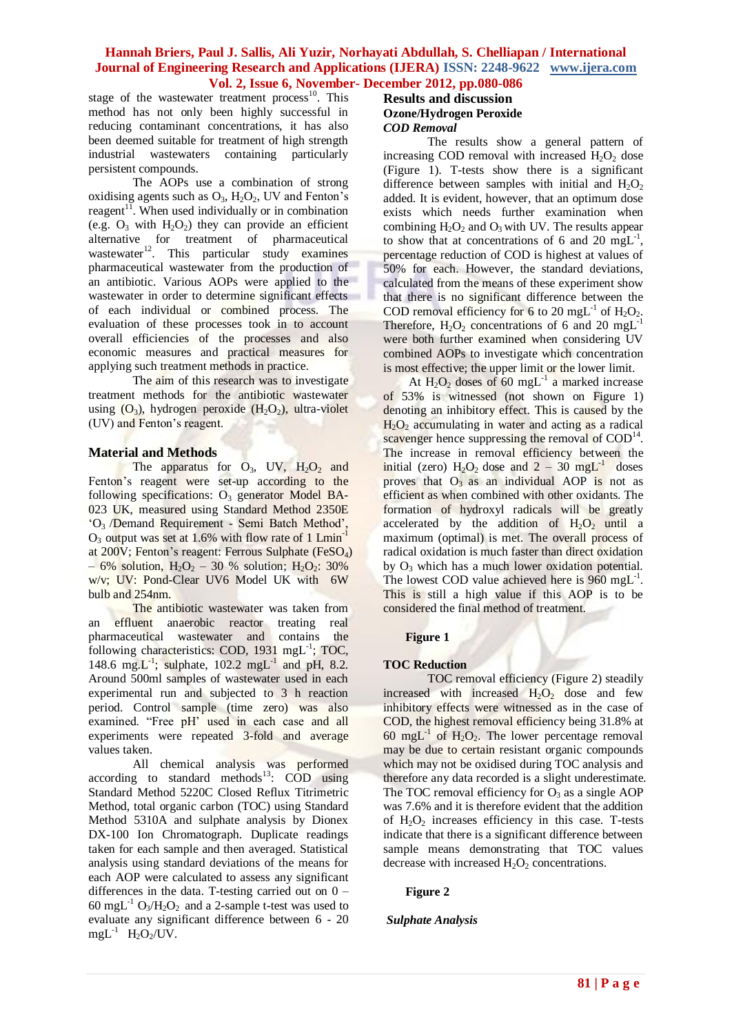stage of the wastewater treatment process[10]. This method has not only been highly successful in reducing contaminant concentrations, it has also been deemed suitable for treatment of high strength industrial wastewaters containing particularly persistent compounds.

The AOPs use a combination of strong oxidising agents such as $O_3$, $H_2O_2$, UV and Fenton's reagent[11]. When used individually or in combination (e.g. $O_3$ with $H_2O_2$) they can provide an efficient alternative for treatment of pharmaceutical wastewater[12]. This particular study examines pharmaceutical wastewater from the production of an antibiotic. Various AOPs were applied to the wastewater in order to determine significant effects of each individual or combined process. The evaluation of these processes took in to account overall efficiencies of the processes and also economic measures and practical measures for applying such treatment methods in practice.

The aim of this research was to investigate treatment methods for the antibiotic wastewater using ($O_3$), hydrogen peroxide ($H_2O_2$), ultra-violet (UV) and Fenton's reagent.

## Material and Methods

The apparatus for $O_3$, UV, $H_2O_2$ and Fenton's reagent were set-up according to the following specifications: $O_3$ generator Model BA-023 UK, measured using Standard Method 2350E '$O_3$ /Demand Requirement - Semi Batch Method', $O_3$ output was set at 1.6% with flow rate of 1 $Lmin^{-1}$ at 200V; Fenton's reagent: Ferrous Sulphate ($FeSO_4$) – 6% solution, $H_2O_2$ – 30 % solution; $H_2O_2$: 30% w/v; UV: Pond-Clear UV6 Model UK with 6W bulb and 254nm.

The antibiotic wastewater was taken from an effluent anaerobic reactor treating real pharmaceutical wastewater and contains the following characteristics: COD, 1931 $mgL^{-1}$; TOC, 148.6 $mg.L^{-1}$; sulphate, 102.2 $mgL^{-1}$ and pH, 8.2. Around 500ml samples of wastewater used in each experimental run and subjected to 3 h reaction period. Control sample (time zero) was also examined. "Free pH" used in each case and all experiments were repeated 3-fold and average values taken.

All chemical analysis was performed according to standard methods[13]: COD using Standard Method 5220C Closed Reflux Titrimetric Method, total organic carbon (TOC) using Standard Method 5310A and sulphate analysis by Dionex DX-100 Ion Chromatograph. Duplicate readings taken for each sample and then averaged. Statistical analysis using standard deviations of the means for each AOP were calculated to assess any significant differences in the data. T-testing carried out on 0 – 60 $mgL^{-1}$ $O_3/H_2O_2$ and a 2-sample t-test was used to evaluate any significant difference between 6 - 20 $mgL^{-1}$ $H_2O_2$/UV.

## Results and discussion

### Ozone/Hydrogen Peroxide

#### *COD Removal*

The results show a general pattern of increasing COD removal with increased $H_2O_2$ dose (Figure 1). T-tests show there is a significant difference between samples with initial and $H_2O_2$ added. It is evident, however, that an optimum dose exists which needs further examination when combining $H_2O_2$ and $O_3$ with UV. The results appear to show that at concentrations of 6 and 20 $mgL^{-1}$, percentage reduction of COD is highest at values of 50% for each. However, the standard deviations, calculated from the means of these experiment show that there is no significant difference between the COD removal efficiency for 6 to 20 $mgL^{-1}$ of $H_2O_2$. Therefore, $H_2O_2$ concentrations of 6 and 20 $mgL^{-1}$ were both further examined when considering UV combined AOPs to investigate which concentration is most effective; the upper limit or the lower limit.

At $H_2O_2$ doses of 60 $mgL^{-1}$ a marked increase of 53% is witnessed (not shown on Figure 1) denoting an inhibitory effect. This is caused by the $H_2O_2$ accumulating in water and acting as a radical scavenger hence suppressing the removal of COD[14]. The increase in removal efficiency between the initial (zero) $H_2O_2$ dose and 2 – 30 $mgL^{-1}$ doses proves that $O_3$ as an individual AOP is not as efficient as when combined with other oxidants. The formation of hydroxyl radicals will be greatly accelerated by the addition of $H_2O_2$ until a maximum (optimal) is met. The overall process of radical oxidation is much faster than direct oxidation by $O_3$ which has a much lower oxidation potential. The lowest COD value achieved here is 960 $mgL^{-1}$. This is still a high value if this AOP is to be considered the final method of treatment.

**Figure 1**

#### TOC Reduction

TOC removal efficiency (Figure 2) steadily increased with increased $H_2O_2$ dose and few inhibitory effects were witnessed as in the case of COD, the highest removal efficiency being 31.8% at 60 $mgL^{-1}$ of $H_2O_2$. The lower percentage removal may be due to certain resistant organic compounds which may not be oxidised during TOC analysis and therefore any data recorded is a slight underestimate. The TOC removal efficiency for $O_3$ as a single AOP was 7.6% and it is therefore evident that the addition of $H_2O_2$ increases efficiency in this case. T-tests indicate that there is a significant difference between sample means demonstrating that TOC values decrease with increased $H_2O_2$ concentrations.

**Figure 2**

#### *Sulphate Analysis*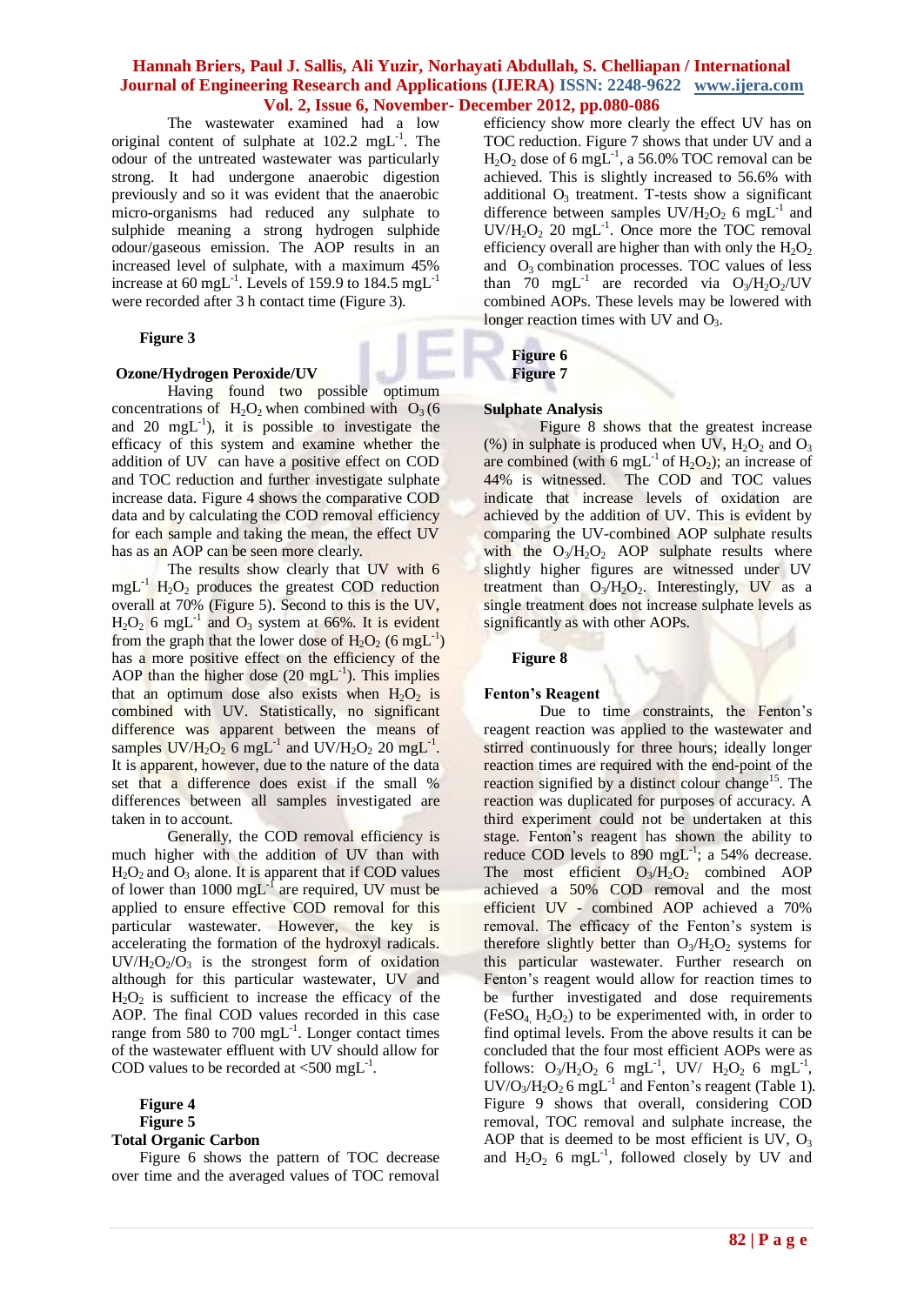The wastewater examined had a low original content of sulphate at 102.2 $mgL^{-1}$. The odour of the untreated wastewater was particularly strong. It had undergone anaerobic digestion previously and so it was evident that the anaerobic micro-organisms had reduced any sulphate to sulphide meaning a strong hydrogen sulphide odour/gaseous emission. The AOP results in an increased level of sulphate, with a maximum 45% increase at 60 $mgL^{-1}$. Levels of 159.9 to 184.5 $mgL^{-1}$ were recorded after 3 h contact time (Figure 3).

**Figure 3**

**Ozone/Hydrogen Peroxide/UV**

Having found two possible optimum concentrations of $H_2O_2$ when combined with $O_3$ (6 and 20 $mgL^{-1}$), it is possible to investigate the efficacy of this system and examine whether the addition of UV can have a positive effect on COD and TOC reduction and further investigate sulphate increase data. Figure 4 shows the comparative COD data and by calculating the COD removal efficiency for each sample and taking the mean, the effect UV has as an AOP can be seen more clearly.

The results show clearly that UV with 6 $mgL^{-1}$ $H_2O_2$ produces the greatest COD reduction overall at 70% (Figure 5). Second to this is the UV, $H_2O_2$ 6 $mgL^{-1}$ and $O_3$ system at 66%. It is evident from the graph that the lower dose of $H_2O_2$ (6 $mgL^{-1}$) has a more positive effect on the efficiency of the AOP than the higher dose (20 $mgL^{-1}$). This implies that an optimum dose also exists when $H_2O_2$ is combined with UV. Statistically, no significant difference was apparent between the means of samples UV/$H_2O_2$ 6 $mgL^{-1}$ and UV/$H_2O_2$ 20 $mgL^{-1}$. It is apparent, however, due to the nature of the data set that a difference does exist if the small % differences between all samples investigated are taken in to account.

Generally, the COD removal efficiency is much higher with the addition of UV than with $H_2O_2$ and $O_3$ alone. It is apparent that if COD values of lower than 1000 $mgL^{-1}$ are required, UV must be applied to ensure effective COD removal for this particular wastewater. However, the key is accelerating the formation of the hydroxyl radicals. UV/$H_2O_2$/$O_3$ is the strongest form of oxidation although for this particular wastewater, UV and $H_2O_2$ is sufficient to increase the efficacy of the AOP. The final COD values recorded in this case range from 580 to 700 $mgL^{-1}$. Longer contact times of the wastewater effluent with UV should allow for COD values to be recorded at <500 $mgL^{-1}$.

**Figure 4**

**Figure 5**

**Total Organic Carbon**

Figure 6 shows the pattern of TOC decrease over time and the averaged values of TOC removal efficiency show more clearly the effect UV has on TOC reduction. Figure 7 shows that under UV and a $H_2O_2$ dose of 6 $mgL^{-1}$, a 56.0% TOC removal can be achieved. This is slightly increased to 56.6% with additional $O_3$ treatment. T-tests show a significant difference between samples UV/$H_2O_2$ 6 $mgL^{-1}$ and UV/$H_2O_2$ 20 $mgL^{-1}$. Once more the TOC removal efficiency overall are higher than with only the $H_2O_2$ and $O_3$ combination processes. TOC values of less than 70 $mgL^{-1}$ are recorded via $O_3$/$H_2O_2$/UV combined AOPs. These levels may be lowered with longer reaction times with UV and $O_3$.

**Figure 6**

**Figure 7**

**Sulphate Analysis**

Figure 8 shows that the greatest increase (%) in sulphate is produced when UV, $H_2O_2$ and $O_3$ are combined (with 6 $mgL^{-1}$ of $H_2O_2$); an increase of 44% is witnessed. The COD and TOC values indicate that increase levels of oxidation are achieved by the addition of UV. This is evident by comparing the UV-combined AOP sulphate results with the $O_3$/$H_2O_2$ AOP sulphate results where slightly higher figures are witnessed under UV treatment than $O_3$/$H_2O_2$. Interestingly, UV as a single treatment does not increase sulphate levels as significantly as with other AOPs.

**Figure 8**

**Fenton's Reagent**

Due to time constraints, the Fenton's reagent reaction was applied to the wastewater and stirred continuously for three hours; ideally longer reaction times are required with the end-point of the reaction signified by a distinct colour change[15]. The reaction was duplicated for purposes of accuracy. A third experiment could not be undertaken at this stage. Fenton's reagent has shown the ability to reduce COD levels to 890 $mgL^{-1}$; a 54% decrease. The most efficient $O_3$/$H_2O_2$ combined AOP achieved a 50% COD removal and the most efficient UV - combined AOP achieved a 70% removal. The efficacy of the Fenton's system is therefore slightly better than $O_3$/$H_2O_2$ systems for this particular wastewater. Further research on Fenton's reagent would allow for reaction times to be further investigated and dose requirements ($FeSO_4$, $H_2O_2$) to be experimented with, in order to find optimal levels. From the above results it can be concluded that the four most efficient AOPs were as follows: $O_3$/$H_2O_2$ 6 $mgL^{-1}$, UV/ $H_2O_2$ 6 $mgL^{-1}$, UV/$O_3$/$H_2O_2$ 6 $mgL^{-1}$ and Fenton's reagent (Table 1). Figure 9 shows that overall, considering COD removal, TOC removal and sulphate increase, the AOP that is deemed to be most efficient is UV, $O_3$ and $H_2O_2$ 6 $mgL^{-1}$, followed closely by UV and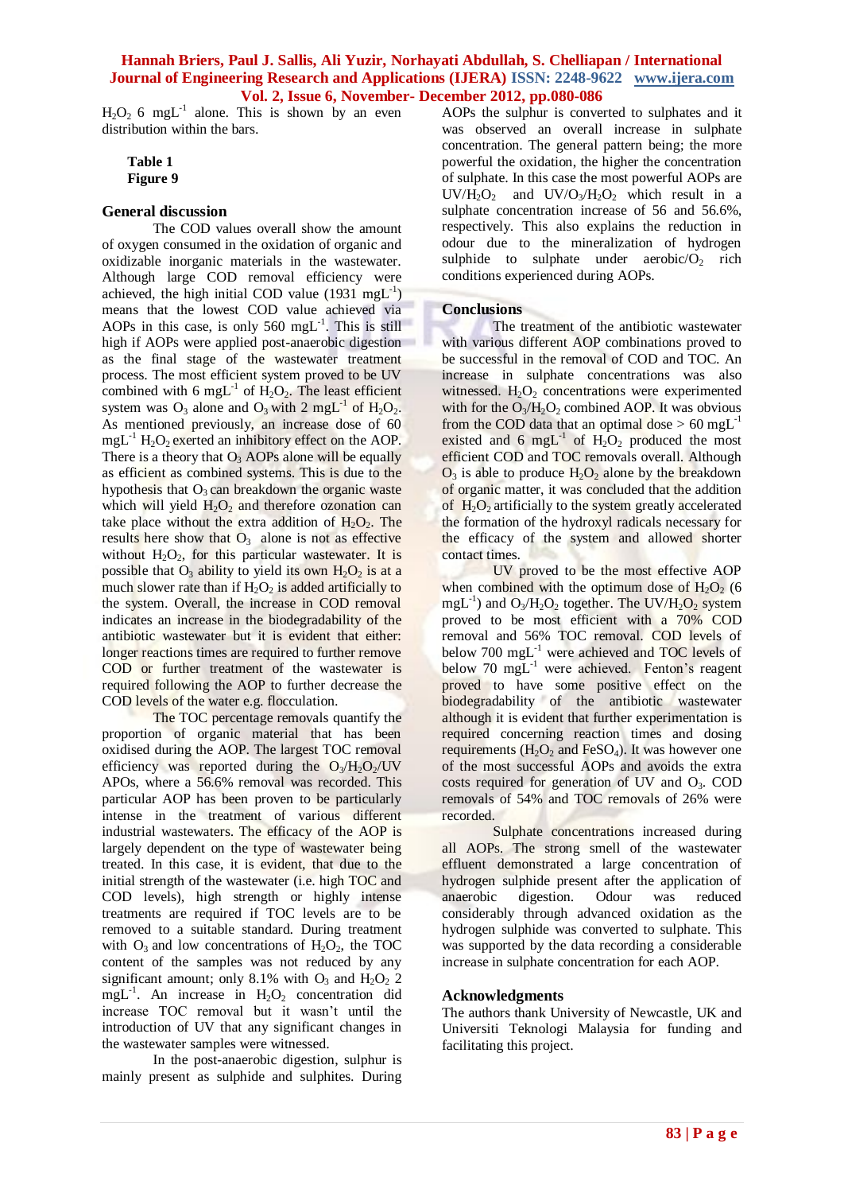$H_2O_2$ 6 $mgL^{-1}$ alone. This is shown by an even distribution within the bars.

**Table 1**
**Figure 9**

## General discussion

The COD values overall show the amount of oxygen consumed in the oxidation of organic and oxidizable inorganic materials in the wastewater. Although large COD removal efficiency were achieved, the high initial COD value (1931 $mgL^{-1}$) means that the lowest COD value achieved via AOPs in this case, is only 560 $mgL^{-1}$. This is still high if AOPs were applied post-anaerobic digestion as the final stage of the wastewater treatment process. The most efficient system proved to be UV combined with 6 $mgL^{-1}$ of $H_2O_2$. The least efficient system was $O_3$ alone and $O_3$ with 2 $mgL^{-1}$ of $H_2O_2$. As mentioned previously, an increase dose of 60 $mgL^{-1}$ $H_2O_2$ exerted an inhibitory effect on the AOP. There is a theory that $O_3$ AOPs alone will be equally as efficient as combined systems. This is due to the hypothesis that $O_3$ can breakdown the organic waste which will yield $H_2O_2$ and therefore ozonation can take place without the extra addition of $H_2O_2$. The results here show that $O_3$ alone is not as effective without $H_2O_2$, for this particular wastewater. It is possible that $O_3$ ability to yield its own $H_2O_2$ is at a much slower rate than if $H_2O_2$ is added artificially to the system. Overall, the increase in COD removal indicates an increase in the biodegradability of the antibiotic wastewater but it is evident that either: longer reactions times are required to further remove COD or further treatment of the wastewater is required following the AOP to further decrease the COD levels of the water e.g. flocculation.

The TOC percentage removals quantify the proportion of organic material that has been oxidised during the AOP. The largest TOC removal efficiency was reported during the $O_3/H_2O_2$/UV APOs, where a 56.6% removal was recorded. This particular AOP has been proven to be particularly intense in the treatment of various different industrial wastewaters. The efficacy of the AOP is largely dependent on the type of wastewater being treated. In this case, it is evident, that due to the initial strength of the wastewater (i.e. high TOC and COD levels), high strength or highly intense treatments are required if TOC levels are to be removed to a suitable standard. During treatment with $O_3$ and low concentrations of $H_2O_2$, the TOC content of the samples was not reduced by any significant amount; only 8.1% with $O_3$ and $H_2O_2$ 2 $mgL^{-1}$. An increase in $H_2O_2$ concentration did increase TOC removal but it wasn't until the introduction of UV that any significant changes in the wastewater samples were witnessed.

In the post-anaerobic digestion, sulphur is mainly present as sulphide and sulphites. During AOPs the sulphur is converted to sulphates and it was observed an overall increase in sulphate concentration. The general pattern being; the more powerful the oxidation, the higher the concentration of sulphate. In this case the most powerful AOPs are UV/$H_2O_2$ and UV/$O_3$/$H_2O_2$ which result in a sulphate concentration increase of 56 and 56.6%, respectively. This also explains the reduction in odour due to the mineralization of hydrogen sulphide to sulphate under aerobic/$O_2$ rich conditions experienced during AOPs.

## Conclusions

The treatment of the antibiotic wastewater with various different AOP combinations proved to be successful in the removal of COD and TOC. An increase in sulphate concentrations was also witnessed. $H_2O_2$ concentrations were experimented with for the $O_3/H_2O_2$ combined AOP. It was obvious from the COD data that an optimal dose > 60 $mgL^{-1}$ existed and 6 $mgL^{-1}$ of $H_2O_2$ produced the most efficient COD and TOC removals overall. Although $O_3$ is able to produce $H_2O_2$ alone by the breakdown of organic matter, it was concluded that the addition of $H_2O_2$ artificially to the system greatly accelerated the formation of the hydroxyl radicals necessary for the efficacy of the system and allowed shorter contact times.

UV proved to be the most effective AOP when combined with the optimum dose of $H_2O_2$ (6 $mgL^{-1}$) and $O_3/H_2O_2$ together. The UV/$H_2O_2$ system proved to be most efficient with a 70% COD removal and 56% TOC removal. COD levels of below 700 $mgL^{-1}$ were achieved and TOC levels of below 70 $mgL^{-1}$ were achieved. Fenton's reagent proved to have some positive effect on the biodegradability of the antibiotic wastewater although it is evident that further experimentation is required concerning reaction times and dosing requirements ($H_2O_2$ and $FeSO_4$). It was however one of the most successful AOPs and avoids the extra costs required for generation of UV and $O_3$. COD removals of 54% and TOC removals of 26% were recorded.

Sulphate concentrations increased during all AOPs. The strong smell of the wastewater effluent demonstrated a large concentration of hydrogen sulphide present after the application of anaerobic digestion. Odour was reduced considerably through advanced oxidation as the hydrogen sulphide was converted to sulphate. This was supported by the data recording a considerable increase in sulphate concentration for each AOP.

## Acknowledgments

The authors thank University of Newcastle, UK and Universiti Teknologi Malaysia for funding and facilitating this project.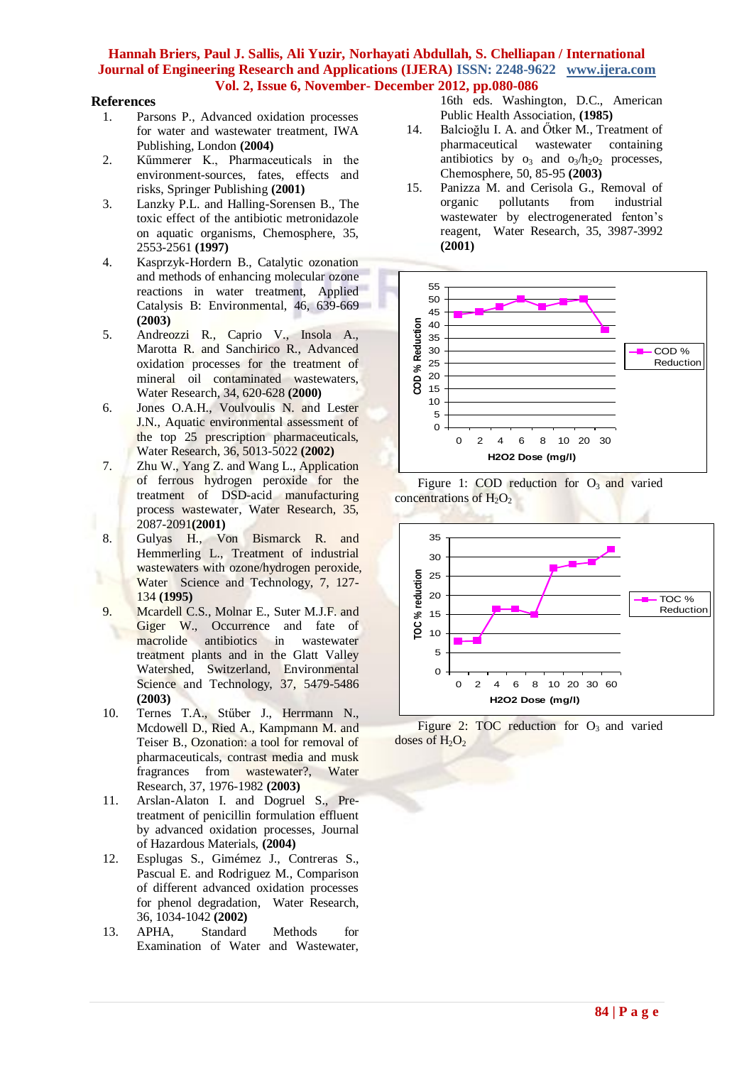## References

1. Parsons P., Advanced oxidation processes for water and wastewater treatment, IWA Publishing, London **(2004)**
2. Kűmmerer K., Pharmaceuticals in the environment-sources, fates, effects and risks, Springer Publishing **(2001)**
3. Lanzky P.L. and Halling-Sorensen B., The toxic effect of the antibiotic metronidazole on aquatic organisms, Chemosphere, 35, 2553-2561 **(1997)**
4. Kasprzyk-Hordern B., Catalytic ozonation and methods of enhancing molecular ozone reactions in water treatment, Applied Catalysis B: Environmental, 46, 639-669 **(2003)**
5. Andreozzi R., Caprio V., Insola A., Marotta R. and Sanchirico R., Advanced oxidation processes for the treatment of mineral oil contaminated wastewaters, Water Research, 34, 620-628 **(2000)**
6. Jones O.A.H., Voulvoulis N. and Lester J.N., Aquatic environmental assessment of the top 25 prescription pharmaceuticals, Water Research, 36, 5013-5022 **(2002)**
7. Zhu W., Yang Z. and Wang L., Application of ferrous hydrogen peroxide for the treatment of DSD-acid manufacturing process wastewater, Water Research, 35, 2087-2091**(2001)**
8. Gulyas H., Von Bismarck R. and Hemmerling L., Treatment of industrial wastewaters with ozone/hydrogen peroxide, Water Science and Technology, 7, 127-134 **(1995)**
9. Mcardell C.S., Molnar E., Suter M.J.F. and Giger W., Occurrence and fate of macrolide antibiotics in wastewater treatment plants and in the Glatt Valley Watershed, Switzerland, Environmental Science and Technology, 37, 5479-5486 **(2003)**
10. Ternes T.A., Stűber J., Herrmann N., Mcdowell D., Ried A., Kampmann M. and Teiser B., Ozonation: a tool for removal of pharmaceuticals, contrast media and musk fragrances from wastewater?, Water Research, 37, 1976-1982 **(2003)**
11. Arslan-Alaton I. and Dogruel S., Pre-treatment of penicillin formulation effluent by advanced oxidation processes, Journal of Hazardous Materials, **(2004)**
12. Esplugas S., Gimémez J., Contreras S., Pascual E. and Rodriguez M., Comparison of different advanced oxidation processes for phenol degradation, Water Research, 36, 1034-1042 **(2002)**
13. APHA, Standard Methods for Examination of Water and Wastewater, 16th eds. Washington, D.C., American Public Health Association, **(1985)**
14. Balcioğlu I. A. and Őtker M., Treatment of pharmaceutical wastewater containing antibiotics by $o_3$ and $o_3/h_2o_2$ processes, Chemosphere, 50, 85-95 **(2003)**
15. Panizza M. and Cerisola G., Removal of organic pollutants from industrial wastewater by electrogenerated fenton's reagent, Water Research, 35, 3987-3992 **(2001)**

COD % Reduction
55
50
45
40
35
30
25
20
15
10
5
0
0 2 4 6 8 10 20 30
H2O2 Dose (mg/l)
COD % Reduction

Figure 1: COD reduction for $O_3$ and varied concentrations of $H_2O_2$

TOC % reduction
35
30
25
20
15
10
5
0
0 2 4 6 8 10 20 30 60
H2O2 Dose (mg/l)
TOC % Reduction

Figure 2: TOC reduction for $O_3$ and varied doses of $H_2O_2$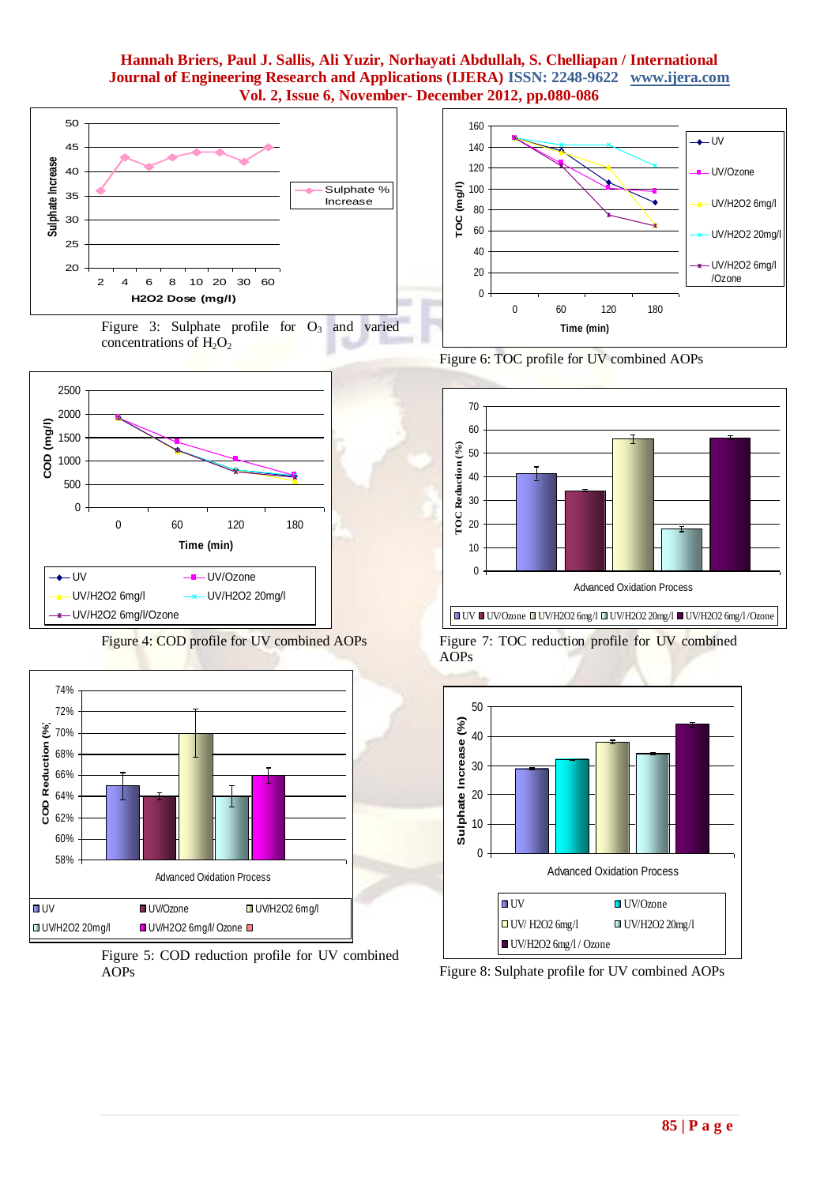Sulphate Increase

50
45
40
35
30
25
20

2 4 6 8 10 20 30 60

H2O2 Dose (mg/l)

Sulphate % Increase

Figure 3: Sulphate profile for $O_3$ and varied concentrations of $H_2O_2$

COD (mg/l)

2500
2000
1500
1000
500
0

0 60 120 180

Time (min)

UV
UV/Ozone
UV/H2O2 6mg/l
UV/H2O2 20mg/l
UV/H2O2 6mg/l/Ozone

Figure 4: COD profile for UV combined AOPs

COD Reduction (%)

74%
72%
70%
68%
66%
64%
62%
60%
58%

Advanced Oxidation Process

UV
UV/Ozone
UV/H2O2 6mg/l
UV/H2O2 20mg/l
UV/H2O2 6mg/l/ Ozone

Figure 5: COD reduction profile for UV combined AOPs

TOC (mg/l)

160
140
120
100
80
60
40
20
0

0 60 120 180

Time (min)

UV
UV/Ozone
UV/H2O2 6mg/l
UV/H2O2 20mg/l
UV/H2O2 6mg/l /Ozone

Figure 6: TOC profile for UV combined AOPs

TOC Reduction (%)

70
60
50
40
30
20
10
0

Advanced Oxidation Process

UV UV/Ozone UV/H2O2 6mg/l UV/H2O2 20mg/l UV/H2O2 6mg/l /Ozone

Figure 7: TOC reduction profile for UV combined AOPs

Sulphate Increase (%)

50
40
30
20
10
0

Advanced Oxidation Process

UV
UV/Ozone
UV/ H2O2 6mg/l
UV/H2O2 20mg/l
UV/H2O2 6mg/l / Ozone

Figure 8: Sulphate profile for UV combined AOPs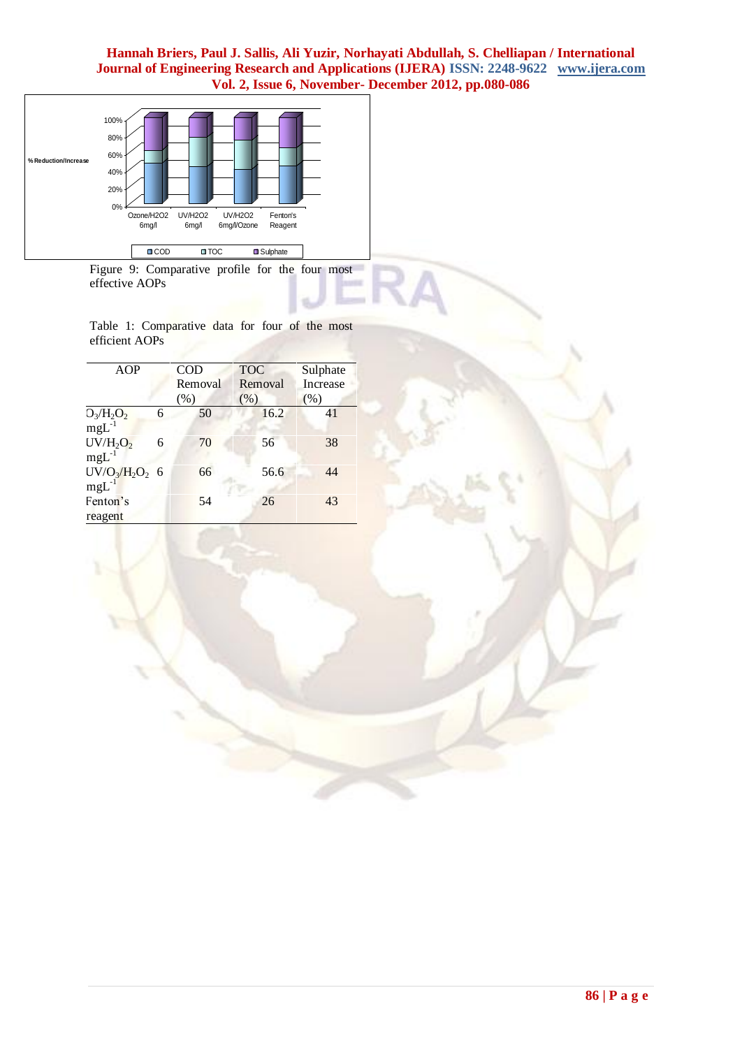% Reduction/Increase

100%
80%
60%
40%
20%
0%

Ozone/H2O2 6mg/l
UV/H2O2 6mg/l
UV/H2O2 6mg/l/Ozone
Fenton's Reagent

COD
TOC
Sulphate

Figure 9: Comparative profile for the four most effective AOPs

Table 1: Comparative data for four of the most efficient AOPs

| AOP | COD Removal (%) | TOC Removal (%) | Sulphate Increase (%) |
|---|---|---|---|
| $O_3/H_2O_2$ 6 $mgL^{-1}$ | 50 | 16.2 | 41 |
| $UV/H_2O_2$ 6 $mgL^{-1}$ | 70 | 56 | 38 |
| $UV/O_3/H_2O_2$ 6 $mgL^{-1}$ | 66 | 56.6 | 44 |
| Fenton's reagent | 54 | 26 | 43 |